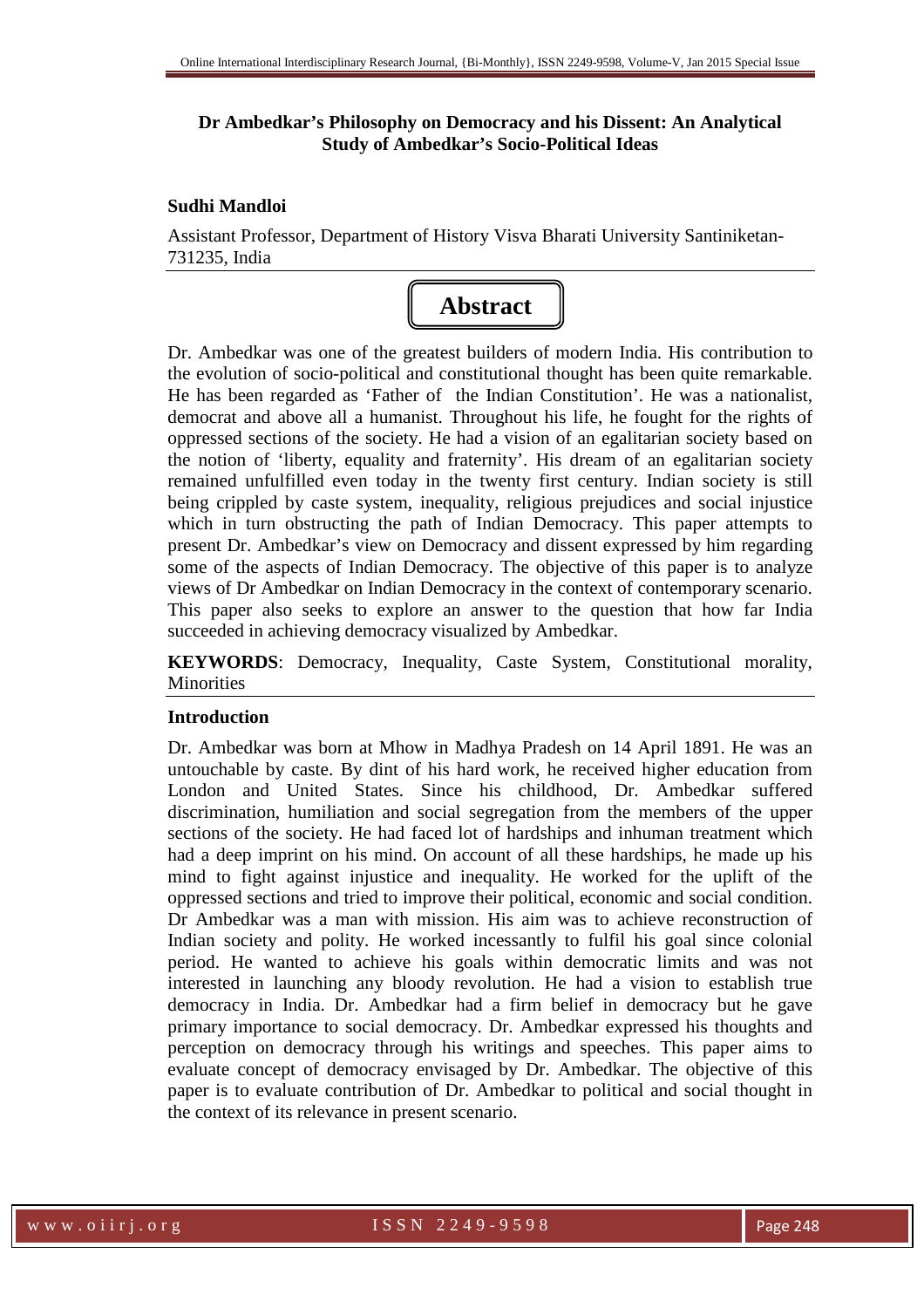# Dr Ambedkar's Philosophy on Democracy and his Dissent: An Analytical Study of Ambedkar's Socio-Political Ideas

**Sudhi Mandloi**

Assistant Professor, Department of History Visva Bharati University Santiniketan-731235, India

## Abstract

Dr. Ambedkar was one of the greatest builders of modern India. His contribution to the evolution of socio-political and constitutional thought has been quite remarkable. He has been regarded as 'Father of the Indian Constitution'. He was a nationalist, democrat and above all a humanist. Throughout his life, he fought for the rights of oppressed sections of the society. He had a vision of an egalitarian society based on the notion of 'liberty, equality and fraternity'. His dream of an egalitarian society remained unfulfilled even today in the twenty first century. Indian society is still being crippled by caste system, inequality, religious prejudices and social injustice which in turn obstructing the path of Indian Democracy. This paper attempts to present Dr. Ambedkar's view on Democracy and dissent expressed by him regarding some of the aspects of Indian Democracy. The objective of this paper is to analyze views of Dr Ambedkar on Indian Democracy in the context of contemporary scenario. This paper also seeks to explore an answer to the question that how far India succeeded in achieving democracy visualized by Ambedkar.

**KEYWORDS**: Democracy, Inequality, Caste System, Constitutional morality, Minorities

### Introduction

Dr. Ambedkar was born at Mhow in Madhya Pradesh on 14 April 1891. He was an untouchable by caste. By dint of his hard work, he received higher education from London and United States. Since his childhood, Dr. Ambedkar suffered discrimination, humiliation and social segregation from the members of the upper sections of the society. He had faced lot of hardships and inhuman treatment which had a deep imprint on his mind. On account of all these hardships, he made up his mind to fight against injustice and inequality. He worked for the uplift of the oppressed sections and tried to improve their political, economic and social condition. Dr Ambedkar was a man with mission. His aim was to achieve reconstruction of Indian society and polity. He worked incessantly to fulfil his goal since colonial period. He wanted to achieve his goals within democratic limits and was not interested in launching any bloody revolution. He had a vision to establish true democracy in India. Dr. Ambedkar had a firm belief in democracy but he gave primary importance to social democracy. Dr. Ambedkar expressed his thoughts and perception on democracy through his writings and speeches. This paper aims to evaluate concept of democracy envisaged by Dr. Ambedkar. The objective of this paper is to evaluate contribution of Dr. Ambedkar to political and social thought in the context of its relevance in present scenario.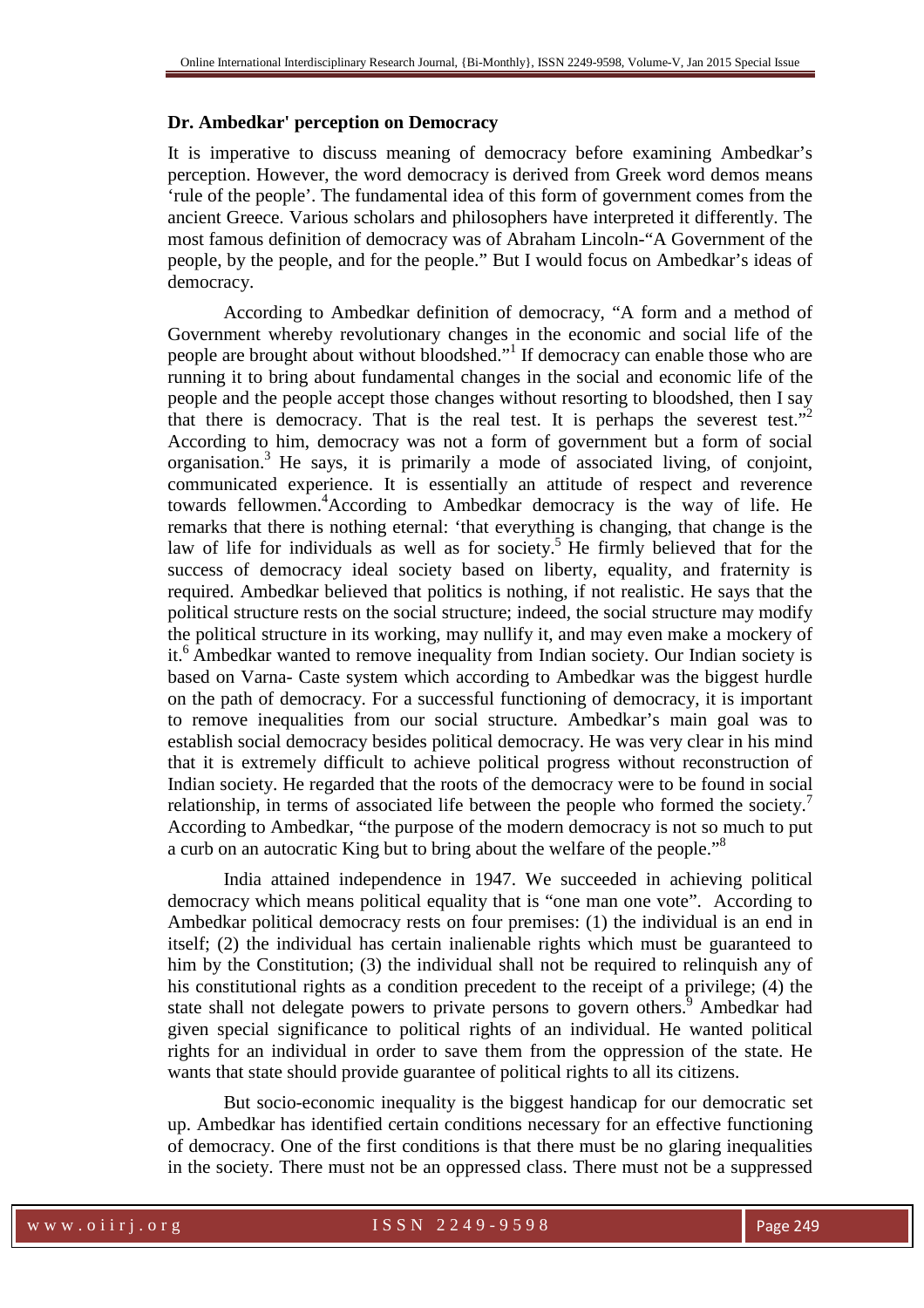## Dr. Ambedkar' perception on Democracy

It is imperative to discuss meaning of democracy before examining Ambedkar's perception. However, the word democracy is derived from Greek word demos means 'rule of the people'. The fundamental idea of this form of government comes from the ancient Greece. Various scholars and philosophers have interpreted it differently. The most famous definition of democracy was of Abraham Lincoln-"A Government of the people, by the people, and for the people." But I would focus on Ambedkar's ideas of democracy.

According to Ambedkar definition of democracy, "A form and a method of Government whereby revolutionary changes in the economic and social life of the people are brought about without bloodshed."[1] If democracy can enable those who are running it to bring about fundamental changes in the social and economic life of the people and the people accept those changes without resorting to bloodshed, then I say that there is democracy. That is the real test. It is perhaps the severest test."[2] According to him, democracy was not a form of government but a form of social organisation.[3] He says, it is primarily a mode of associated living, of conjoint, communicated experience. It is essentially an attitude of respect and reverence towards fellowmen.[4]According to Ambedkar democracy is the way of life. He remarks that there is nothing eternal: 'that everything is changing, that change is the law of life for individuals as well as for society.[5] He firmly believed that for the success of democracy ideal society based on liberty, equality, and fraternity is required. Ambedkar believed that politics is nothing, if not realistic. He says that the political structure rests on the social structure; indeed, the social structure may modify the political structure in its working, may nullify it, and may even make a mockery of it.[6] Ambedkar wanted to remove inequality from Indian society. Our Indian society is based on Varna- Caste system which according to Ambedkar was the biggest hurdle on the path of democracy. For a successful functioning of democracy, it is important to remove inequalities from our social structure. Ambedkar's main goal was to establish social democracy besides political democracy. He was very clear in his mind that it is extremely difficult to achieve political progress without reconstruction of Indian society. He regarded that the roots of the democracy were to be found in social relationship, in terms of associated life between the people who formed the society.[7] According to Ambedkar, "the purpose of the modern democracy is not so much to put a curb on an autocratic King but to bring about the welfare of the people."[8]

India attained independence in 1947. We succeeded in achieving political democracy which means political equality that is "one man one vote". According to Ambedkar political democracy rests on four premises: (1) the individual is an end in itself; (2) the individual has certain inalienable rights which must be guaranteed to him by the Constitution; (3) the individual shall not be required to relinquish any of his constitutional rights as a condition precedent to the receipt of a privilege; (4) the state shall not delegate powers to private persons to govern others.[9] Ambedkar had given special significance to political rights of an individual. He wanted political rights for an individual in order to save them from the oppression of the state. He wants that state should provide guarantee of political rights to all its citizens.

But socio-economic inequality is the biggest handicap for our democratic set up. Ambedkar has identified certain conditions necessary for an effective functioning of democracy. One of the first conditions is that there must be no glaring inequalities in the society. There must not be an oppressed class. There must not be a suppressed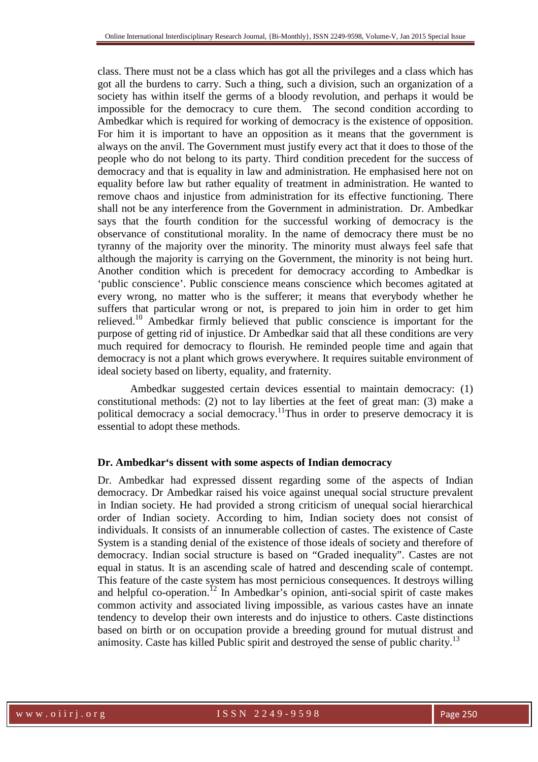class. There must not be a class which has got all the privileges and a class which has got all the burdens to carry. Such a thing, such a division, such an organization of a society has within itself the germs of a bloody revolution, and perhaps it would be impossible for the democracy to cure them. The second condition according to Ambedkar which is required for working of democracy is the existence of opposition. For him it is important to have an opposition as it means that the government is always on the anvil. The Government must justify every act that it does to those of the people who do not belong to its party. Third condition precedent for the success of democracy and that is equality in law and administration. He emphasised here not on equality before law but rather equality of treatment in administration. He wanted to remove chaos and injustice from administration for its effective functioning. There shall not be any interference from the Government in administration. Dr. Ambedkar says that the fourth condition for the successful working of democracy is the observance of constitutional morality. In the name of democracy there must be no tyranny of the majority over the minority. The minority must always feel safe that although the majority is carrying on the Government, the minority is not being hurt. Another condition which is precedent for democracy according to Ambedkar is 'public conscience'. Public conscience means conscience which becomes agitated at every wrong, no matter who is the sufferer; it means that everybody whether he suffers that particular wrong or not, is prepared to join him in order to get him relieved.[10] Ambedkar firmly believed that public conscience is important for the purpose of getting rid of injustice. Dr Ambedkar said that all these conditions are very much required for democracy to flourish. He reminded people time and again that democracy is not a plant which grows everywhere. It requires suitable environment of ideal society based on liberty, equality, and fraternity.

Ambedkar suggested certain devices essential to maintain democracy: (1) constitutional methods: (2) not to lay liberties at the feet of great man: (3) make a political democracy a social democracy.[11] Thus in order to preserve democracy it is essential to adopt these methods.

## Dr. Ambedkar's dissent with some aspects of Indian democracy

Dr. Ambedkar had expressed dissent regarding some of the aspects of Indian democracy. Dr Ambedkar raised his voice against unequal social structure prevalent in Indian society. He had provided a strong criticism of unequal social hierarchical order of Indian society. According to him, Indian society does not consist of individuals. It consists of an innumerable collection of castes. The existence of Caste System is a standing denial of the existence of those ideals of society and therefore of democracy. Indian social structure is based on "Graded inequality". Castes are not equal in status. It is an ascending scale of hatred and descending scale of contempt. This feature of the caste system has most pernicious consequences. It destroys willing and helpful co-operation.[12] In Ambedkar's opinion, anti-social spirit of caste makes common activity and associated living impossible, as various castes have an innate tendency to develop their own interests and do injustice to others. Caste distinctions based on birth or on occupation provide a breeding ground for mutual distrust and animosity. Caste has killed Public spirit and destroyed the sense of public charity.[13]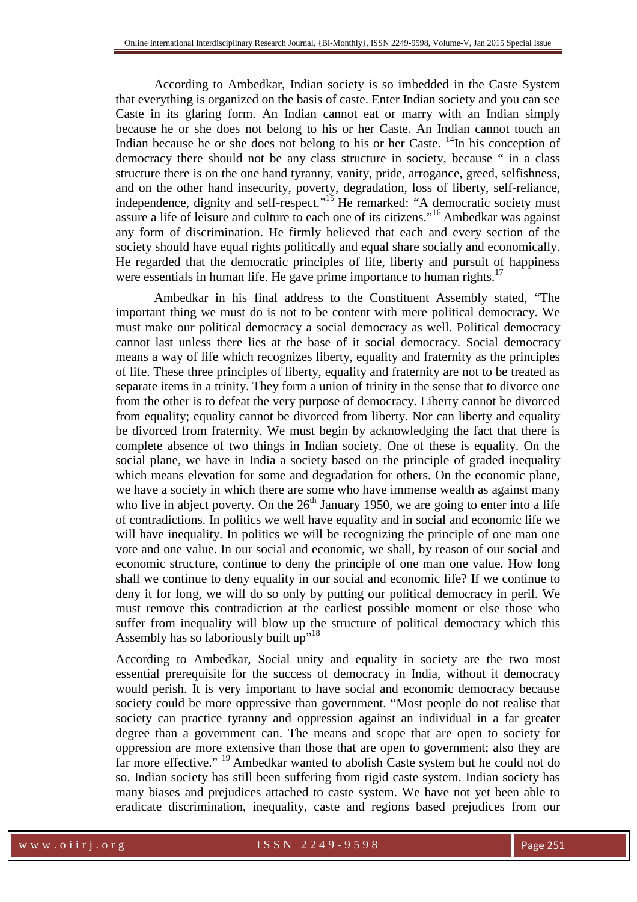According to Ambedkar, Indian society is so imbedded in the Caste System that everything is organized on the basis of caste. Enter Indian society and you can see Caste in its glaring form. An Indian cannot eat or marry with an Indian simply because he or she does not belong to his or her Caste. An Indian cannot touch an Indian because he or she does not belong to his or her Caste. [14]In his conception of democracy there should not be any class structure in society, because " in a class structure there is on the one hand tyranny, vanity, pride, arrogance, greed, selfishness, and on the other hand insecurity, poverty, degradation, loss of liberty, self-reliance, independence, dignity and self-respect."[15] He remarked: "A democratic society must assure a life of leisure and culture to each one of its citizens."[16] Ambedkar was against any form of discrimination. He firmly believed that each and every section of the society should have equal rights politically and equal share socially and economically. He regarded that the democratic principles of life, liberty and pursuit of happiness were essentials in human life. He gave prime importance to human rights.[17]

Ambedkar in his final address to the Constituent Assembly stated, "The important thing we must do is not to be content with mere political democracy. We must make our political democracy a social democracy as well. Political democracy cannot last unless there lies at the base of it social democracy. Social democracy means a way of life which recognizes liberty, equality and fraternity as the principles of life. These three principles of liberty, equality and fraternity are not to be treated as separate items in a trinity. They form a union of trinity in the sense that to divorce one from the other is to defeat the very purpose of democracy. Liberty cannot be divorced from equality; equality cannot be divorced from liberty. Nor can liberty and equality be divorced from fraternity. We must begin by acknowledging the fact that there is complete absence of two things in Indian society. One of these is equality. On the social plane, we have in India a society based on the principle of graded inequality which means elevation for some and degradation for others. On the economic plane, we have a society in which there are some who have immense wealth as against many who live in abject poverty. On the 26th January 1950, we are going to enter into a life of contradictions. In politics we well have equality and in social and economic life we will have inequality. In politics we will be recognizing the principle of one man one vote and one value. In our social and economic, we shall, by reason of our social and economic structure, continue to deny the principle of one man one value. How long shall we continue to deny equality in our social and economic life? If we continue to deny it for long, we will do so only by putting our political democracy in peril. We must remove this contradiction at the earliest possible moment or else those who suffer from inequality will blow up the structure of political democracy which this Assembly has so laboriously built up"[18]

According to Ambedkar, Social unity and equality in society are the two most essential prerequisite for the success of democracy in India, without it democracy would perish. It is very important to have social and economic democracy because society could be more oppressive than government. "Most people do not realise that society can practice tyranny and oppression against an individual in a far greater degree than a government can. The means and scope that are open to society for oppression are more extensive than those that are open to government; also they are far more effective." [19] Ambedkar wanted to abolish Caste system but he could not do so. Indian society has still been suffering from rigid caste system. Indian society has many biases and prejudices attached to caste system. We have not yet been able to eradicate discrimination, inequality, caste and regions based prejudices from our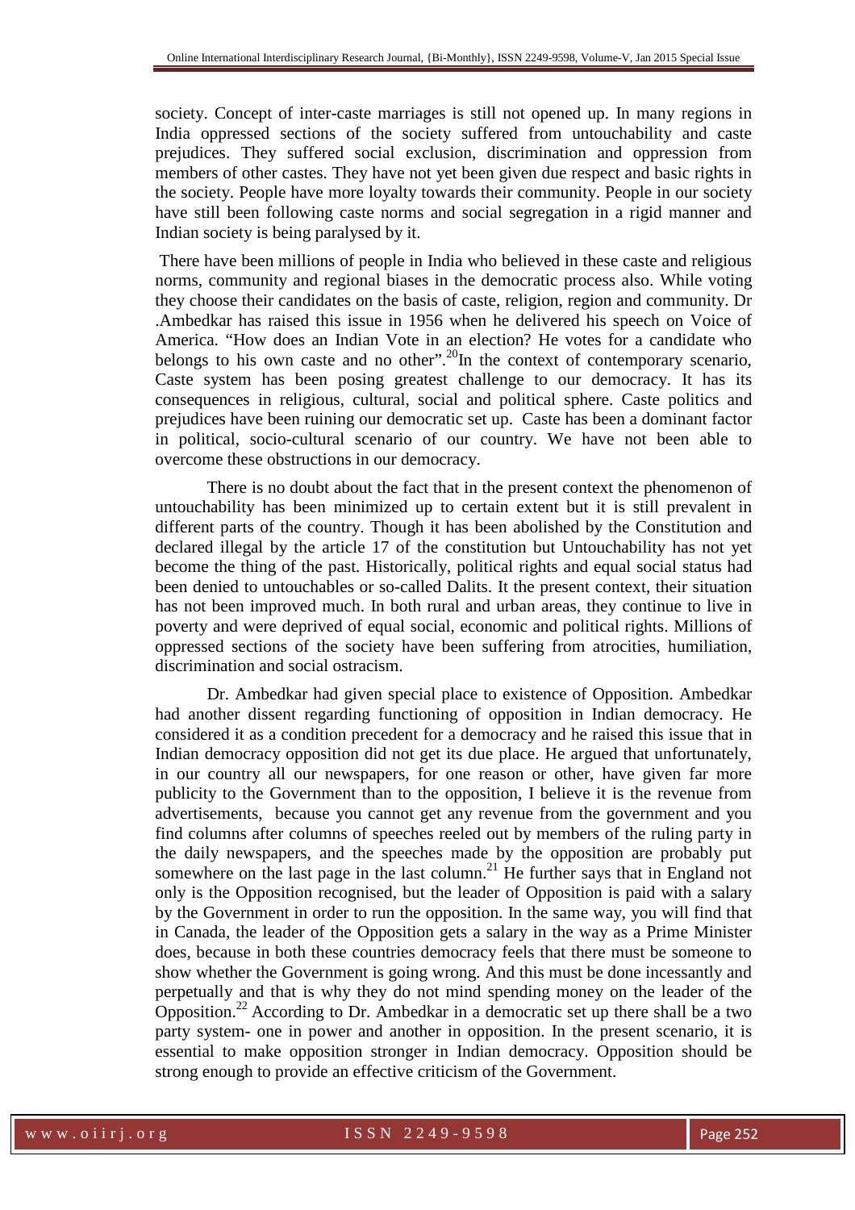society. Concept of inter-caste marriages is still not opened up. In many regions in India oppressed sections of the society suffered from untouchability and caste prejudices. They suffered social exclusion, discrimination and oppression from members of other castes. They have not yet been given due respect and basic rights in the society. People have more loyalty towards their community. People in our society have still been following caste norms and social segregation in a rigid manner and Indian society is being paralysed by it.

There have been millions of people in India who believed in these caste and religious norms, community and regional biases in the democratic process also. While voting they choose their candidates on the basis of caste, religion, region and community. Dr .Ambedkar has raised this issue in 1956 when he delivered his speech on Voice of America. "How does an Indian Vote in an election? He votes for a candidate who belongs to his own caste and no other".[20]In the context of contemporary scenario, Caste system has been posing greatest challenge to our democracy. It has its consequences in religious, cultural, social and political sphere. Caste politics and prejudices have been ruining our democratic set up. Caste has been a dominant factor in political, socio-cultural scenario of our country. We have not been able to overcome these obstructions in our democracy.

There is no doubt about the fact that in the present context the phenomenon of untouchability has been minimized up to certain extent but it is still prevalent in different parts of the country. Though it has been abolished by the Constitution and declared illegal by the article 17 of the constitution but Untouchability has not yet become the thing of the past. Historically, political rights and equal social status had been denied to untouchables or so-called Dalits. It the present context, their situation has not been improved much. In both rural and urban areas, they continue to live in poverty and were deprived of equal social, economic and political rights. Millions of oppressed sections of the society have been suffering from atrocities, humiliation, discrimination and social ostracism.

Dr. Ambedkar had given special place to existence of Opposition. Ambedkar had another dissent regarding functioning of opposition in Indian democracy. He considered it as a condition precedent for a democracy and he raised this issue that in Indian democracy opposition did not get its due place. He argued that unfortunately, in our country all our newspapers, for one reason or other, have given far more publicity to the Government than to the opposition, I believe it is the revenue from advertisements, because you cannot get any revenue from the government and you find columns after columns of speeches reeled out by members of the ruling party in the daily newspapers, and the speeches made by the opposition are probably put somewhere on the last page in the last column.[21] He further says that in England not only is the Opposition recognised, but the leader of Opposition is paid with a salary by the Government in order to run the opposition. In the same way, you will find that in Canada, the leader of the Opposition gets a salary in the way as a Prime Minister does, because in both these countries democracy feels that there must be someone to show whether the Government is going wrong. And this must be done incessantly and perpetually and that is why they do not mind spending money on the leader of the Opposition.[22] According to Dr. Ambedkar in a democratic set up there shall be a two party system- one in power and another in opposition. In the present scenario, it is essential to make opposition stronger in Indian democracy. Opposition should be strong enough to provide an effective criticism of the Government.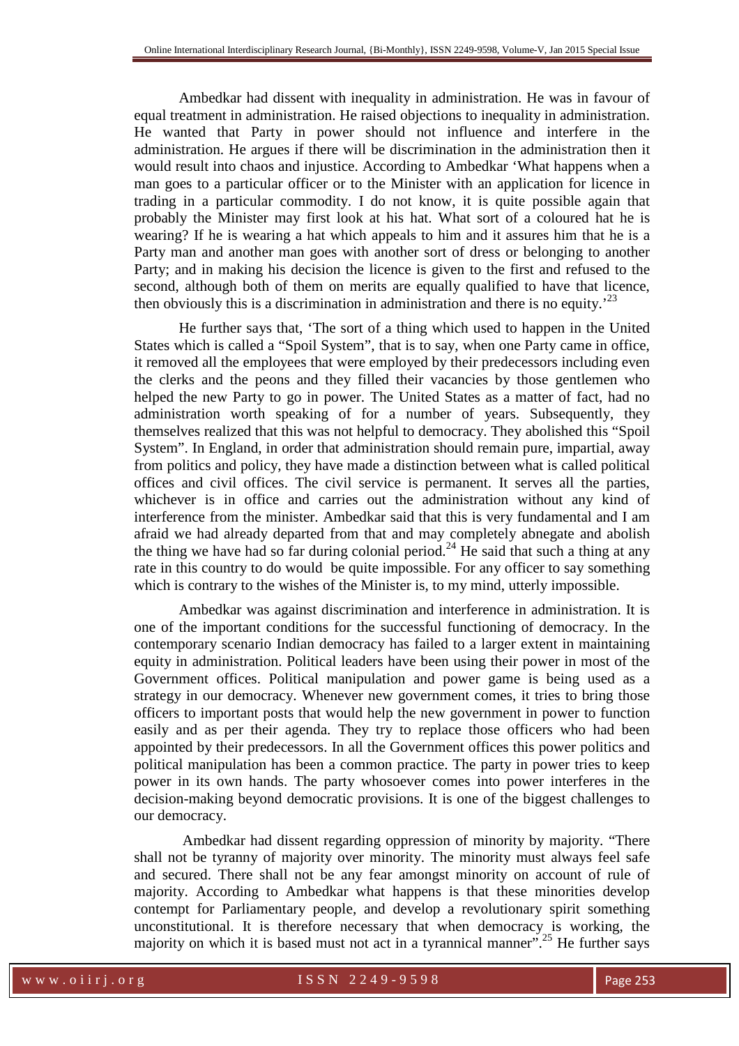Ambedkar had dissent with inequality in administration. He was in favour of equal treatment in administration. He raised objections to inequality in administration. He wanted that Party in power should not influence and interfere in the administration. He argues if there will be discrimination in the administration then it would result into chaos and injustice. According to Ambedkar 'What happens when a man goes to a particular officer or to the Minister with an application for licence in trading in a particular commodity. I do not know, it is quite possible again that probably the Minister may first look at his hat. What sort of a coloured hat he is wearing? If he is wearing a hat which appeals to him and it assures him that he is a Party man and another man goes with another sort of dress or belonging to another Party; and in making his decision the licence is given to the first and refused to the second, although both of them on merits are equally qualified to have that licence, then obviously this is a discrimination in administration and there is no equity.'[23]

He further says that, 'The sort of a thing which used to happen in the United States which is called a "Spoil System", that is to say, when one Party came in office, it removed all the employees that were employed by their predecessors including even the clerks and the peons and they filled their vacancies by those gentlemen who helped the new Party to go in power. The United States as a matter of fact, had no administration worth speaking of for a number of years. Subsequently, they themselves realized that this was not helpful to democracy. They abolished this "Spoil System". In England, in order that administration should remain pure, impartial, away from politics and policy, they have made a distinction between what is called political offices and civil offices. The civil service is permanent. It serves all the parties, whichever is in office and carries out the administration without any kind of interference from the minister. Ambedkar said that this is very fundamental and I am afraid we had already departed from that and may completely abnegate and abolish the thing we have had so far during colonial period.[24] He said that such a thing at any rate in this country to do would be quite impossible. For any officer to say something which is contrary to the wishes of the Minister is, to my mind, utterly impossible.

Ambedkar was against discrimination and interference in administration. It is one of the important conditions for the successful functioning of democracy. In the contemporary scenario Indian democracy has failed to a larger extent in maintaining equity in administration. Political leaders have been using their power in most of the Government offices. Political manipulation and power game is being used as a strategy in our democracy. Whenever new government comes, it tries to bring those officers to important posts that would help the new government in power to function easily and as per their agenda. They try to replace those officers who had been appointed by their predecessors. In all the Government offices this power politics and political manipulation has been a common practice. The party in power tries to keep power in its own hands. The party whosoever comes into power interferes in the decision-making beyond democratic provisions. It is one of the biggest challenges to our democracy.

Ambedkar had dissent regarding oppression of minority by majority. "There shall not be tyranny of majority over minority. The minority must always feel safe and secured. There shall not be any fear amongst minority on account of rule of majority. According to Ambedkar what happens is that these minorities develop contempt for Parliamentary people, and develop a revolutionary spirit something unconstitutional. It is therefore necessary that when democracy is working, the majority on which it is based must not act in a tyrannical manner".[25] He further says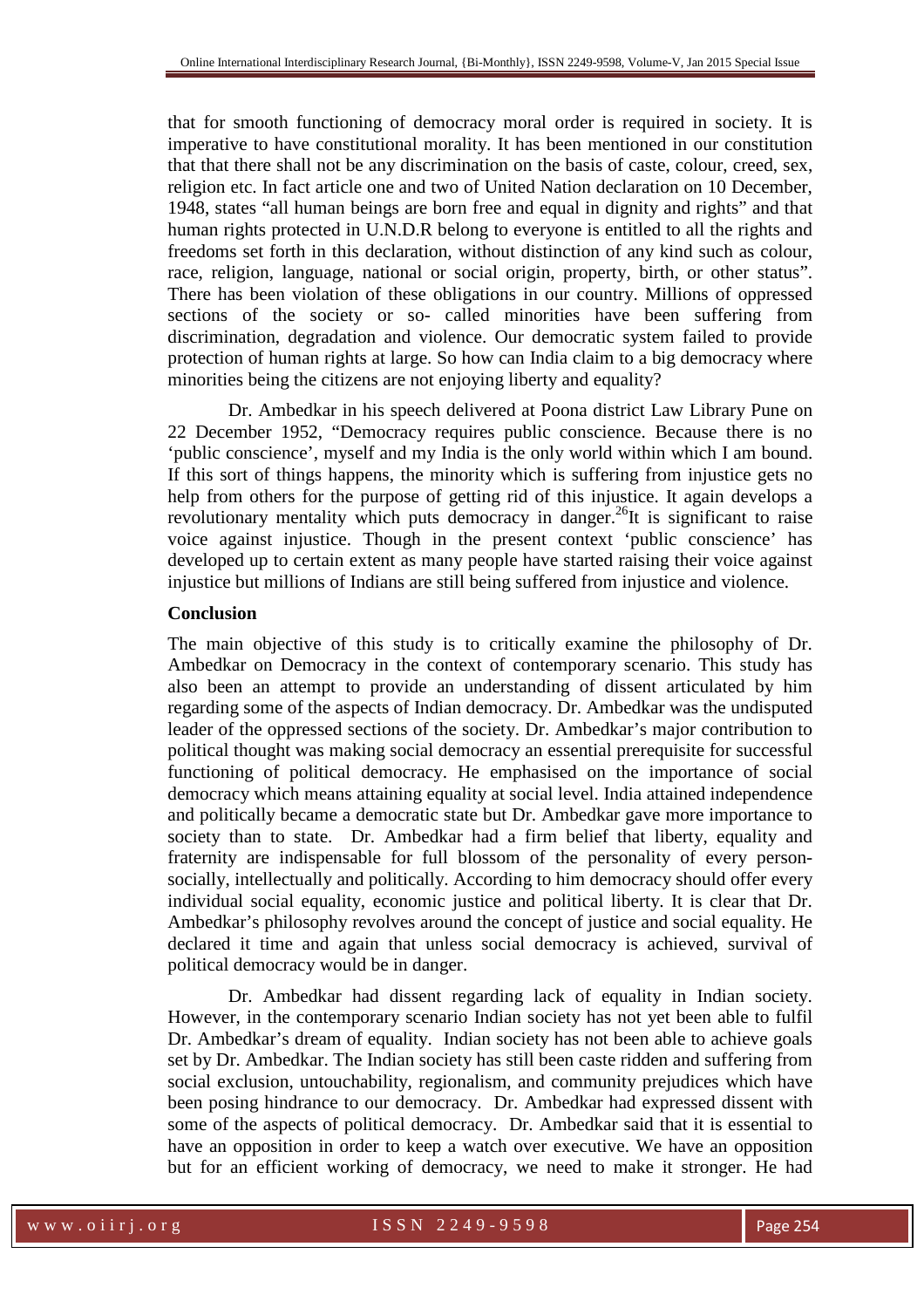that for smooth functioning of democracy moral order is required in society. It is imperative to have constitutional morality. It has been mentioned in our constitution that that there shall not be any discrimination on the basis of caste, colour, creed, sex, religion etc. In fact article one and two of United Nation declaration on 10 December, 1948, states "all human beings are born free and equal in dignity and rights" and that human rights protected in U.N.D.R belong to everyone is entitled to all the rights and freedoms set forth in this declaration, without distinction of any kind such as colour, race, religion, language, national or social origin, property, birth, or other status". There has been violation of these obligations in our country. Millions of oppressed sections of the society or so- called minorities have been suffering from discrimination, degradation and violence. Our democratic system failed to provide protection of human rights at large. So how can India claim to a big democracy where minorities being the citizens are not enjoying liberty and equality?

Dr. Ambedkar in his speech delivered at Poona district Law Library Pune on 22 December 1952, "Democracy requires public conscience. Because there is no 'public conscience', myself and my India is the only world within which I am bound. If this sort of things happens, the minority which is suffering from injustice gets no help from others for the purpose of getting rid of this injustice. It again develops a revolutionary mentality which puts democracy in danger.[26]It is significant to raise voice against injustice. Though in the present context 'public conscience' has developed up to certain extent as many people have started raising their voice against injustice but millions of Indians are still being suffered from injustice and violence.

**Conclusion**

The main objective of this study is to critically examine the philosophy of Dr. Ambedkar on Democracy in the context of contemporary scenario. This study has also been an attempt to provide an understanding of dissent articulated by him regarding some of the aspects of Indian democracy. Dr. Ambedkar was the undisputed leader of the oppressed sections of the society. Dr. Ambedkar's major contribution to political thought was making social democracy an essential prerequisite for successful functioning of political democracy. He emphasised on the importance of social democracy which means attaining equality at social level. India attained independence and politically became a democratic state but Dr. Ambedkar gave more importance to society than to state. Dr. Ambedkar had a firm belief that liberty, equality and fraternity are indispensable for full blossom of the personality of every person-socially, intellectually and politically. According to him democracy should offer every individual social equality, economic justice and political liberty. It is clear that Dr. Ambedkar's philosophy revolves around the concept of justice and social equality. He declared it time and again that unless social democracy is achieved, survival of political democracy would be in danger.

Dr. Ambedkar had dissent regarding lack of equality in Indian society. However, in the contemporary scenario Indian society has not yet been able to fulfil Dr. Ambedkar's dream of equality. Indian society has not been able to achieve goals set by Dr. Ambedkar. The Indian society has still been caste ridden and suffering from social exclusion, untouchability, regionalism, and community prejudices which have been posing hindrance to our democracy. Dr. Ambedkar had expressed dissent with some of the aspects of political democracy. Dr. Ambedkar said that it is essential to have an opposition in order to keep a watch over executive. We have an opposition but for an efficient working of democracy, we need to make it stronger. He had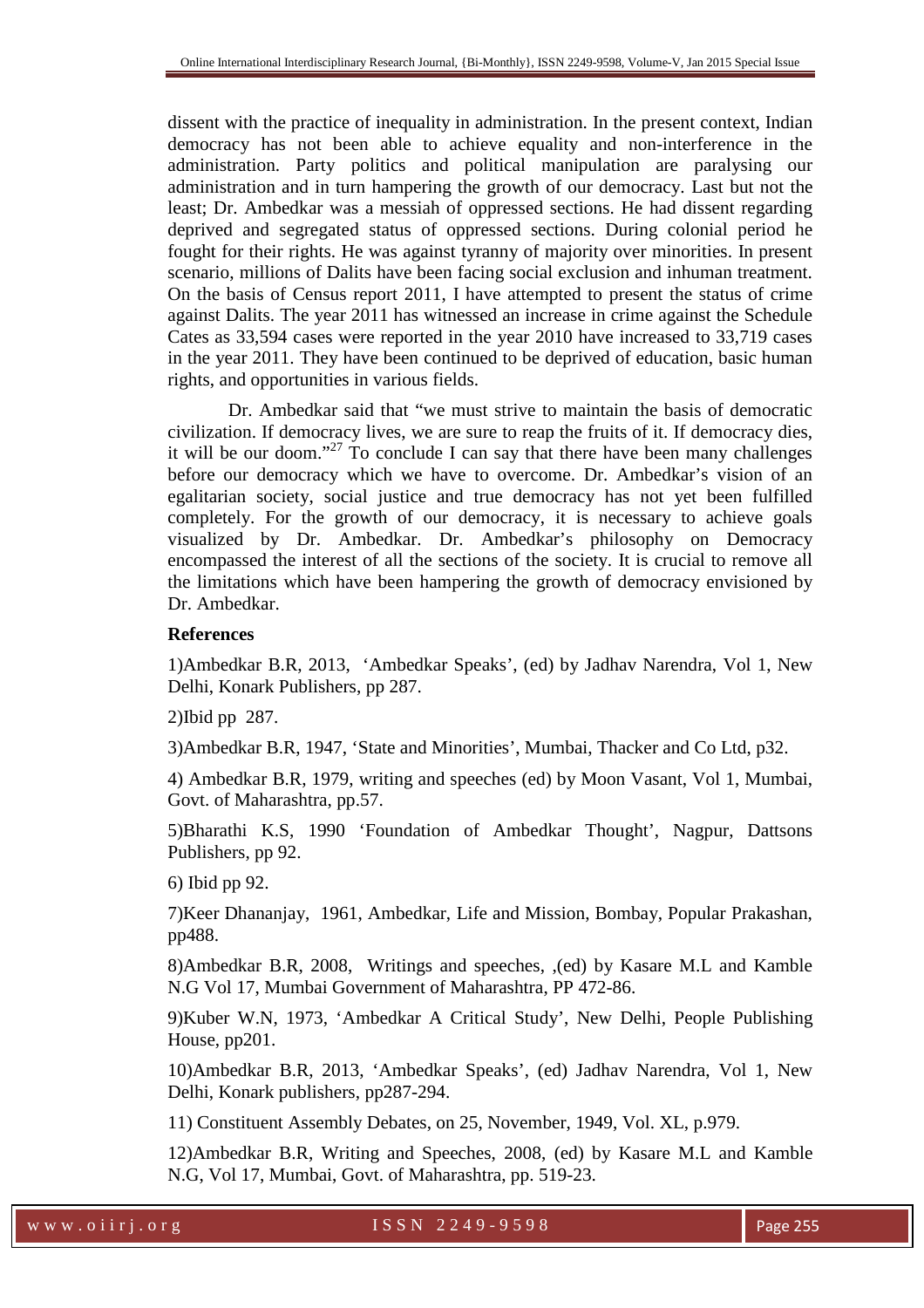dissent with the practice of inequality in administration. In the present context, Indian democracy has not been able to achieve equality and non-interference in the administration. Party politics and political manipulation are paralysing our administration and in turn hampering the growth of our democracy. Last but not the least; Dr. Ambedkar was a messiah of oppressed sections. He had dissent regarding deprived and segregated status of oppressed sections. During colonial period he fought for their rights. He was against tyranny of majority over minorities. In present scenario, millions of Dalits have been facing social exclusion and inhuman treatment. On the basis of Census report 2011, I have attempted to present the status of crime against Dalits. The year 2011 has witnessed an increase in crime against the Schedule Cates as 33,594 cases were reported in the year 2010 have increased to 33,719 cases in the year 2011. They have been continued to be deprived of education, basic human rights, and opportunities in various fields.

Dr. Ambedkar said that "we must strive to maintain the basis of democratic civilization. If democracy lives, we are sure to reap the fruits of it. If democracy dies, it will be our doom."[27] To conclude I can say that there have been many challenges before our democracy which we have to overcome. Dr. Ambedkar's vision of an egalitarian society, social justice and true democracy has not yet been fulfilled completely. For the growth of our democracy, it is necessary to achieve goals visualized by Dr. Ambedkar. Dr. Ambedkar's philosophy on Democracy encompassed the interest of all the sections of the society. It is crucial to remove all the limitations which have been hampering the growth of democracy envisioned by Dr. Ambedkar.

**References**

1)Ambedkar B.R, 2013, 'Ambedkar Speaks', (ed) by Jadhav Narendra, Vol 1, New Delhi, Konark Publishers, pp 287.

2)Ibid pp 287.

3)Ambedkar B.R, 1947, 'State and Minorities', Mumbai, Thacker and Co Ltd, p32.

4) Ambedkar B.R, 1979, writing and speeches (ed) by Moon Vasant, Vol 1, Mumbai, Govt. of Maharashtra, pp.57.

5)Bharathi K.S, 1990 'Foundation of Ambedkar Thought', Nagpur, Dattsons Publishers, pp 92.

6) Ibid pp 92.

7)Keer Dhananjay, 1961, Ambedkar, Life and Mission, Bombay, Popular Prakashan, pp488.

8)Ambedkar B.R, 2008, Writings and speeches, ,(ed) by Kasare M.L and Kamble N.G Vol 17, Mumbai Government of Maharashtra, PP 472-86.

9)Kuber W.N, 1973, 'Ambedkar A Critical Study', New Delhi, People Publishing House, pp201.

10)Ambedkar B.R, 2013, 'Ambedkar Speaks', (ed) Jadhav Narendra, Vol 1, New Delhi, Konark publishers, pp287-294.

11) Constituent Assembly Debates, on 25, November, 1949, Vol. XL, p.979.

12)Ambedkar B.R, Writing and Speeches, 2008, (ed) by Kasare M.L and Kamble N.G, Vol 17, Mumbai, Govt. of Maharashtra, pp. 519-23.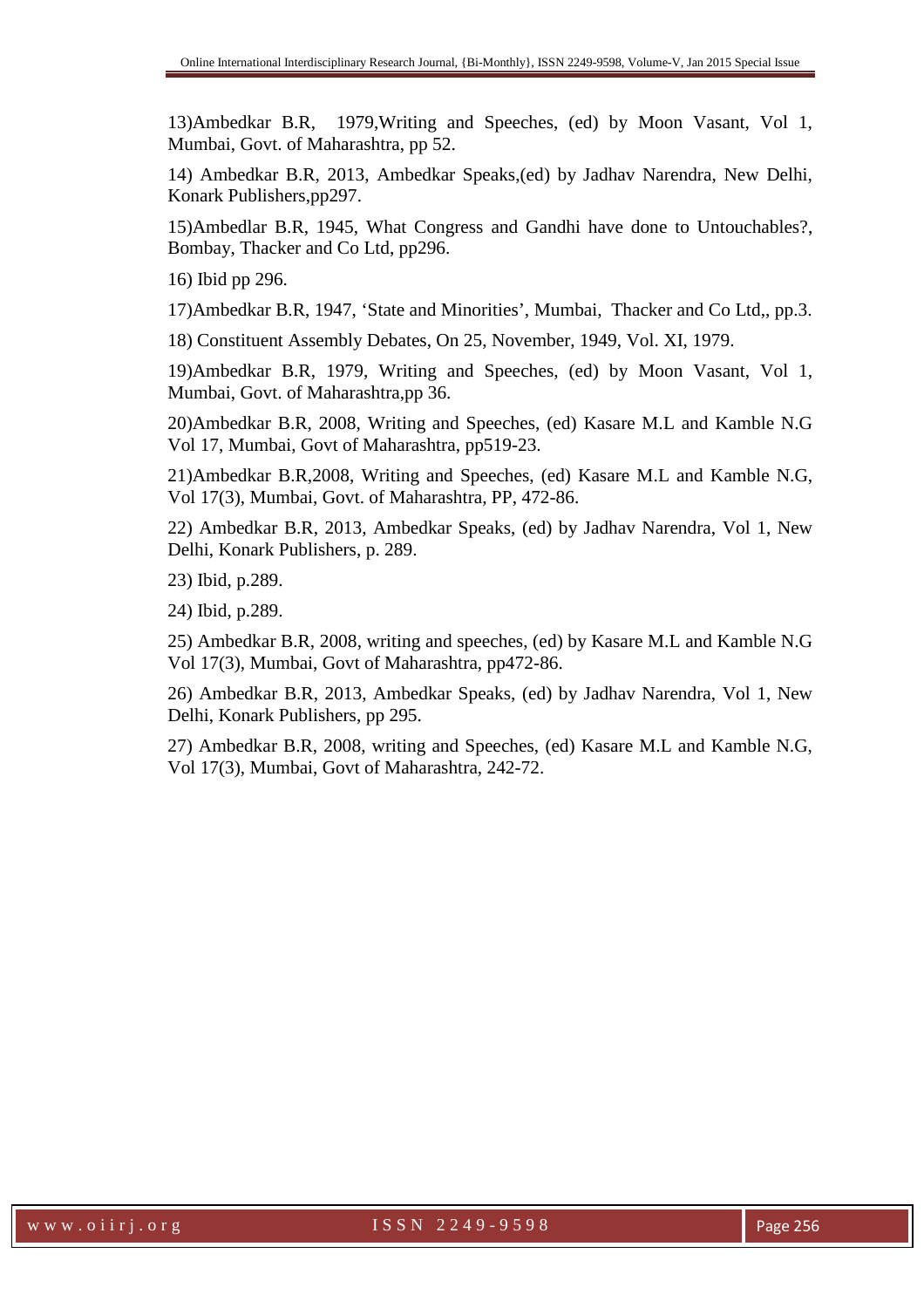13)Ambedkar B.R, 1979,Writing and Speeches, (ed) by Moon Vasant, Vol 1, Mumbai, Govt. of Maharashtra, pp 52.

14) Ambedkar B.R, 2013, Ambedkar Speaks,(ed) by Jadhav Narendra, New Delhi, Konark Publishers,pp297.

15)Ambedlar B.R, 1945, What Congress and Gandhi have done to Untouchables?, Bombay, Thacker and Co Ltd, pp296.

16) Ibid pp 296.

17)Ambedkar B.R, 1947, 'State and Minorities', Mumbai, Thacker and Co Ltd,, pp.3.

18) Constituent Assembly Debates, On 25, November, 1949, Vol. XI, 1979.

19)Ambedkar B.R, 1979, Writing and Speeches, (ed) by Moon Vasant, Vol 1, Mumbai, Govt. of Maharashtra,pp 36.

20)Ambedkar B.R, 2008, Writing and Speeches, (ed) Kasare M.L and Kamble N.G Vol 17, Mumbai, Govt of Maharashtra, pp519-23.

21)Ambedkar B.R,2008, Writing and Speeches, (ed) Kasare M.L and Kamble N.G, Vol 17(3), Mumbai, Govt. of Maharashtra, PP, 472-86.

22) Ambedkar B.R, 2013, Ambedkar Speaks, (ed) by Jadhav Narendra, Vol 1, New Delhi, Konark Publishers, p. 289.

23) Ibid, p.289.

24) Ibid, p.289.

25) Ambedkar B.R, 2008, writing and speeches, (ed) by Kasare M.L and Kamble N.G Vol 17(3), Mumbai, Govt of Maharashtra, pp472-86.

26) Ambedkar B.R, 2013, Ambedkar Speaks, (ed) by Jadhav Narendra, Vol 1, New Delhi, Konark Publishers, pp 295.

27) Ambedkar B.R, 2008, writing and Speeches, (ed) Kasare M.L and Kamble N.G, Vol 17(3), Mumbai, Govt of Maharashtra, 242-72.